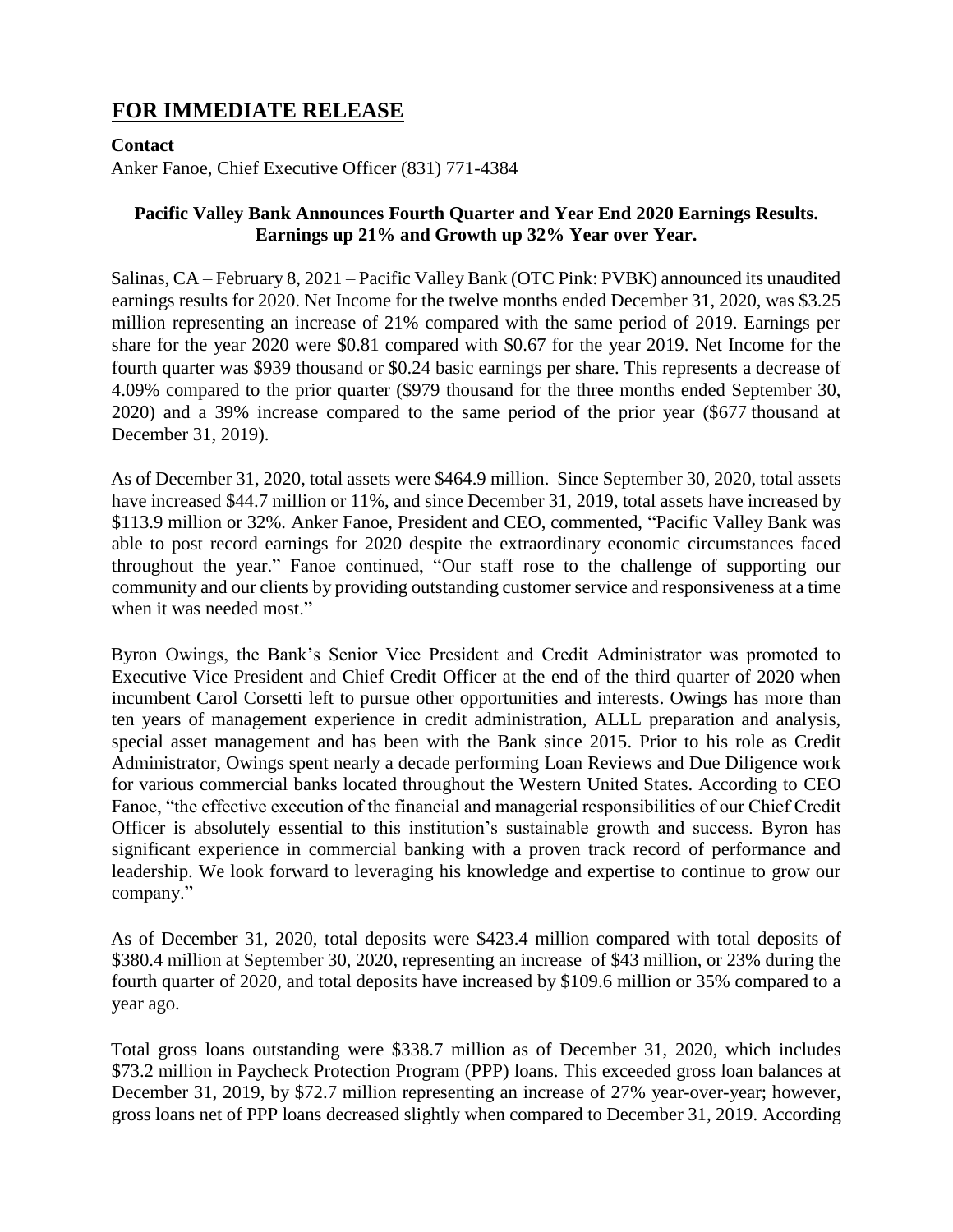# FOR IMMEDIATE RELEASE

**Contact**
Anker Fanoe, Chief Executive Officer (831) 771-4384

**Pacific Valley Bank Announces Fourth Quarter and Year End 2020 Earnings Results. Earnings up 21% and Growth up 32% Year over Year.**

Salinas, CA – February 8, 2021 – Pacific Valley Bank (OTC Pink: PVBK) announced its unaudited earnings results for 2020. Net Income for the twelve months ended December 31, 2020, was $3.25 million representing an increase of 21% compared with the same period of 2019. Earnings per share for the year 2020 were $0.81 compared with $0.67 for the year 2019. Net Income for the fourth quarter was $939 thousand or $0.24 basic earnings per share. This represents a decrease of 4.09% compared to the prior quarter ($979 thousand for the three months ended September 30, 2020) and a 39% increase compared to the same period of the prior year ($677 thousand at December 31, 2019).

As of December 31, 2020, total assets were $464.9 million. Since September 30, 2020, total assets have increased $44.7 million or 11%, and since December 31, 2019, total assets have increased by $113.9 million or 32%. Anker Fanoe, President and CEO, commented, "Pacific Valley Bank was able to post record earnings for 2020 despite the extraordinary economic circumstances faced throughout the year." Fanoe continued, "Our staff rose to the challenge of supporting our community and our clients by providing outstanding customer service and responsiveness at a time when it was needed most."

Byron Owings, the Bank's Senior Vice President and Credit Administrator was promoted to Executive Vice President and Chief Credit Officer at the end of the third quarter of 2020 when incumbent Carol Corsetti left to pursue other opportunities and interests. Owings has more than ten years of management experience in credit administration, ALLL preparation and analysis, special asset management and has been with the Bank since 2015. Prior to his role as Credit Administrator, Owings spent nearly a decade performing Loan Reviews and Due Diligence work for various commercial banks located throughout the Western United States. According to CEO Fanoe, "the effective execution of the financial and managerial responsibilities of our Chief Credit Officer is absolutely essential to this institution's sustainable growth and success. Byron has significant experience in commercial banking with a proven track record of performance and leadership. We look forward to leveraging his knowledge and expertise to continue to grow our company."

As of December 31, 2020, total deposits were $423.4 million compared with total deposits of $380.4 million at September 30, 2020, representing an increase of $43 million, or 23% during the fourth quarter of 2020, and total deposits have increased by $109.6 million or 35% compared to a year ago.

Total gross loans outstanding were $338.7 million as of December 31, 2020, which includes $73.2 million in Paycheck Protection Program (PPP) loans. This exceeded gross loan balances at December 31, 2019, by $72.7 million representing an increase of 27% year-over-year; however, gross loans net of PPP loans decreased slightly when compared to December 31, 2019. According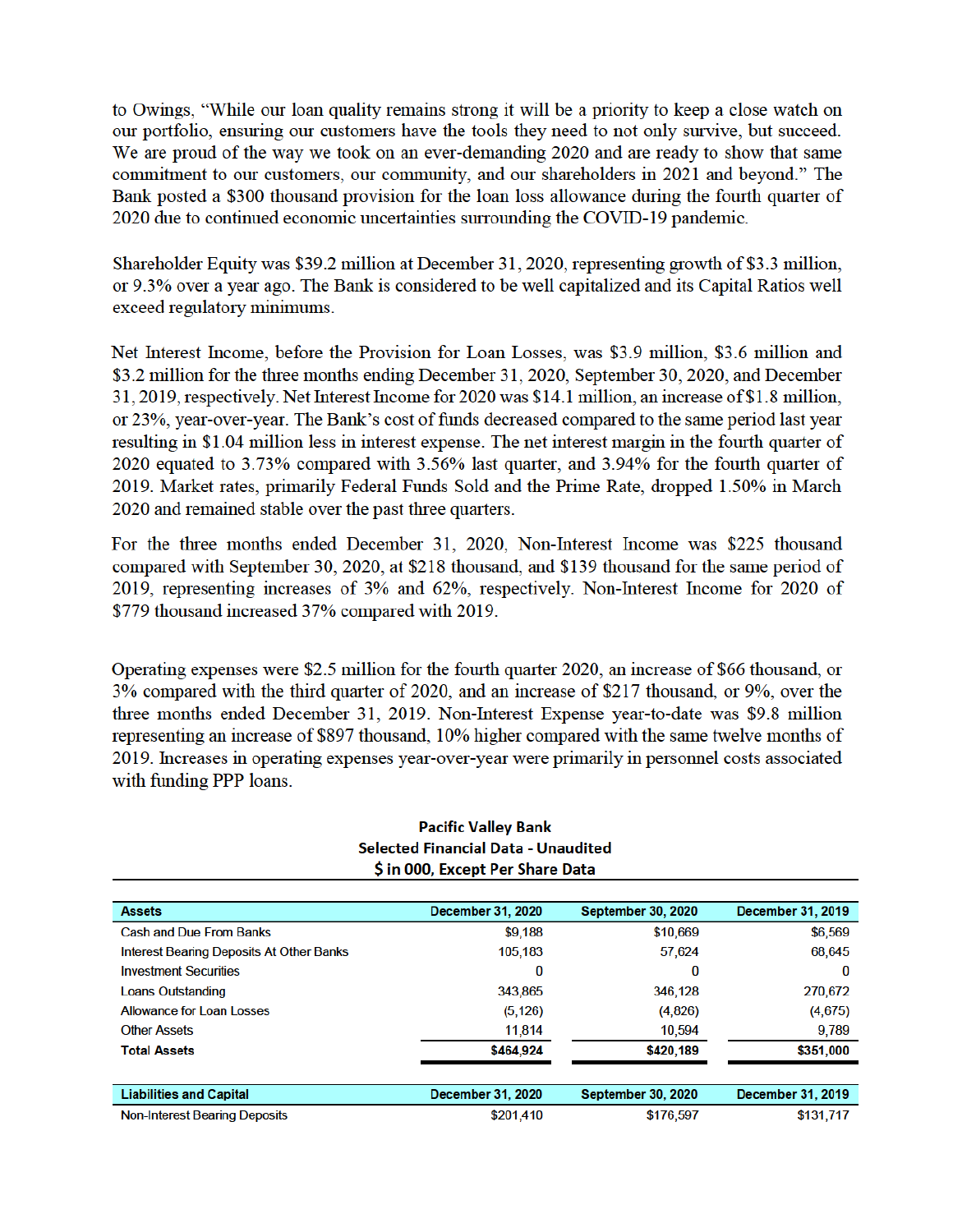to Owings, "While our loan quality remains strong it will be a priority to keep a close watch on our portfolio, ensuring our customers have the tools they need to not only survive, but succeed. We are proud of the way we took on an ever-demanding 2020 and are ready to show that same commitment to our customers, our community, and our shareholders in 2021 and beyond." The Bank posted a $300 thousand provision for the loan loss allowance during the fourth quarter of 2020 due to continued economic uncertainties surrounding the COVID-19 pandemic.

Shareholder Equity was $39.2 million at December 31, 2020, representing growth of $3.3 million, or 9.3% over a year ago. The Bank is considered to be well capitalized and its Capital Ratios well exceed regulatory minimums.

Net Interest Income, before the Provision for Loan Losses, was $3.9 million, $3.6 million and $3.2 million for the three months ending December 31, 2020, September 30, 2020, and December 31, 2019, respectively. Net Interest Income for 2020 was $14.1 million, an increase of $1.8 million, or 23%, year-over-year. The Bank's cost of funds decreased compared to the same period last year resulting in $1.04 million less in interest expense. The net interest margin in the fourth quarter of 2020 equated to 3.73% compared with 3.56% last quarter, and 3.94% for the fourth quarter of 2019. Market rates, primarily Federal Funds Sold and the Prime Rate, dropped 1.50% in March 2020 and remained stable over the past three quarters.

For the three months ended December 31, 2020, Non-Interest Income was $225 thousand compared with September 30, 2020, at $218 thousand, and $139 thousand for the same period of 2019, representing increases of 3% and 62%, respectively. Non-Interest Income for 2020 of $779 thousand increased 37% compared with 2019.

Operating expenses were $2.5 million for the fourth quarter 2020, an increase of $66 thousand, or 3% compared with the third quarter of 2020, and an increase of $217 thousand, or 9%, over the three months ended December 31, 2019. Non-Interest Expense year-to-date was $9.8 million representing an increase of $897 thousand, 10% higher compared with the same twelve months of 2019. Increases in operating expenses year-over-year were primarily in personnel costs associated with funding PPP loans.

**Pacific Valley Bank**
**Selected Financial Data - Unaudited**
**$ in 000, Except Per Share Data**

| **Assets** | **December 31, 2020** | **September 30, 2020** | **December 31, 2019** |
|---|---|---|---|
| Cash and Due From Banks | $9,188 | $10,669 | $6,569 |
| Interest Bearing Deposits At Other Banks | 105,183 | 57,624 | 68,645 |
| Investment Securities | 0 | 0 | 0 |
| Loans Outstanding | 343,865 | 346,128 | 270,672 |
| Allowance for Loan Losses | (5,126) | (4,826) | (4,675) |
| Other Assets | 11,814 | 10,594 | 9,789 |
| **Total Assets** | **$464,924** | **$420,189** | **$351,000** |

| **Liabilities and Capital** | **December 31, 2020** | **September 30, 2020** | **December 31, 2019** |
|---|---|---|---|
| Non-Interest Bearing Deposits | $201,410 | $176,597 | $131,717 |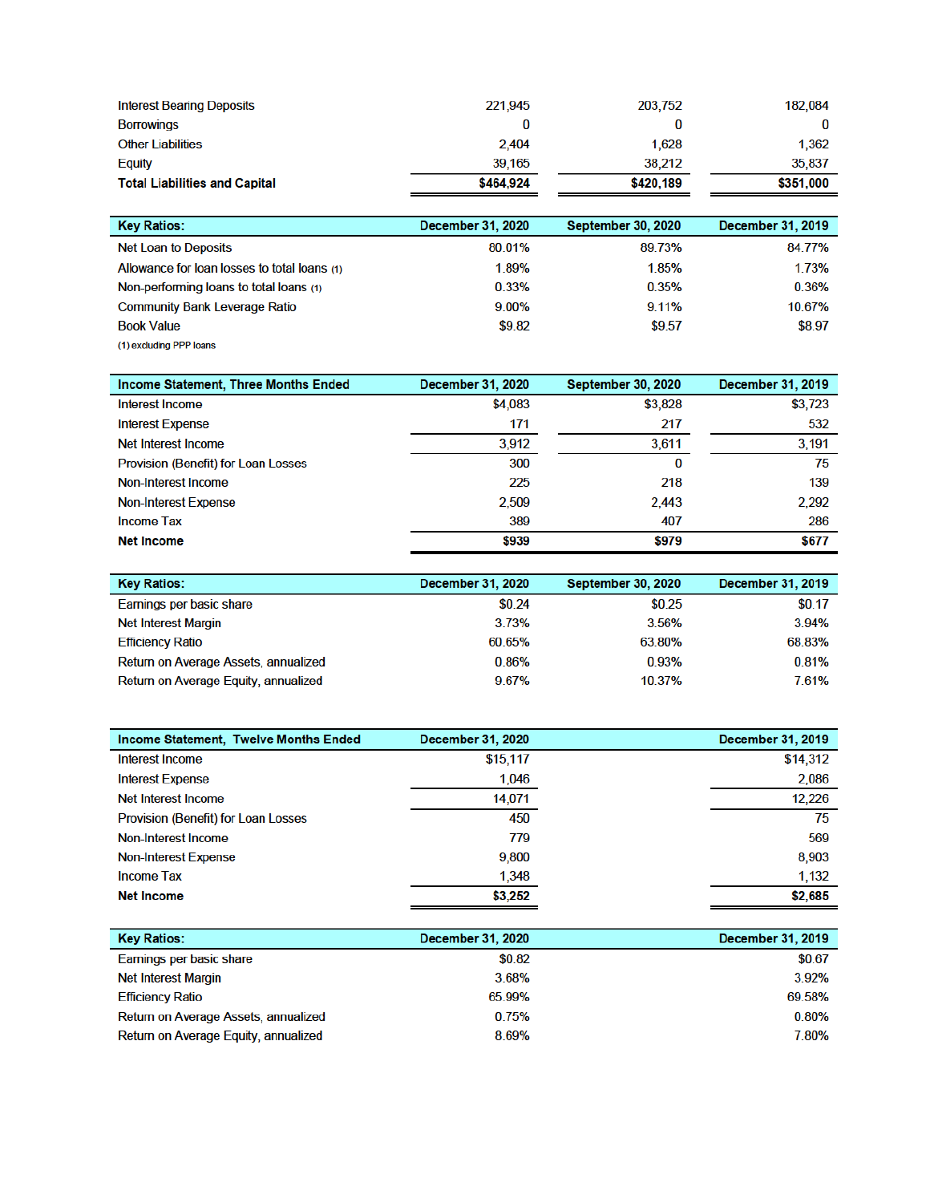| | | | |
|---|---|---|---|
| Interest Bearing Deposits | 221,945 | 203,752 | 182,084 |
| Borrowings | 0 | 0 | 0 |
| Other Liabilities | 2,404 | 1,628 | 1,362 |
| Equity | 39,165 | 38,212 | 35,837 |
| **Total Liabilities and Capital** | **$464,924** | **$420,189** | **$351,000** |

| **Key Ratios:** | **December 31, 2020** | **September 30, 2020** | **December 31, 2019** |
|---|---|---|---|
| Net Loan to Deposits | 80.01% | 89.73% | 84.77% |
| Allowance for loan losses to total loans (1) | 1.89% | 1.85% | 1.73% |
| Non-performing loans to total loans (1) | 0.33% | 0.35% | 0.36% |
| Community Bank Leverage Ratio | 9.00% | 9.11% | 10.67% |
| Book Value | $9.82 | $9.57 | $8.97 |

(1) excluding PPP loans

| **Income Statement, Three Months Ended** | **December 31, 2020** | **September 30, 2020** | **December 31, 2019** |
|---|---|---|---|
| Interest Income | $4,083 | $3,828 | $3,723 |
| Interest Expense | 171 | 217 | 532 |
| Net Interest Income | 3,912 | 3,611 | 3,191 |
| Provision (Benefit) for Loan Losses | 300 | 0 | 75 |
| Non-Interest Income | 225 | 218 | 139 |
| Non-Interest Expense | 2,509 | 2,443 | 2,292 |
| Income Tax | 389 | 407 | 286 |
| **Net Income** | **$939** | **$979** | **$677** |

| **Key Ratios:** | **December 31, 2020** | **September 30, 2020** | **December 31, 2019** |
|---|---|---|---|
| Earnings per basic share | $0.24 | $0.25 | $0.17 |
| Net Interest Margin | 3.73% | 3.56% | 3.94% |
| Efficiency Ratio | 60.65% | 63.80% | 68.83% |
| Return on Average Assets, annualized | 0.86% | 0.93% | 0.81% |
| Return on Average Equity, annualized | 9.67% | 10.37% | 7.61% |

| **Income Statement, Twelve Months Ended** | **December 31, 2020** | **December 31, 2019** |
|---|---|---|
| Interest Income | $15,117 | $14,312 |
| Interest Expense | 1,046 | 2,086 |
| Net Interest Income | 14,071 | 12,226 |
| Provision (Benefit) for Loan Losses | 450 | 75 |
| Non-Interest Income | 779 | 569 |
| Non-Interest Expense | 9,800 | 8,903 |
| Income Tax | 1,348 | 1,132 |
| **Net Income** | **$3,252** | **$2,685** |

| **Key Ratios:** | **December 31, 2020** | **December 31, 2019** |
|---|---|---|
| Earnings per basic share | $0.82 | $0.67 |
| Net Interest Margin | 3.68% | 3.92% |
| Efficiency Ratio | 65.99% | 69.58% |
| Return on Average Assets, annualized | 0.75% | 0.80% |
| Return on Average Equity, annualized | 8.69% | 7.80% |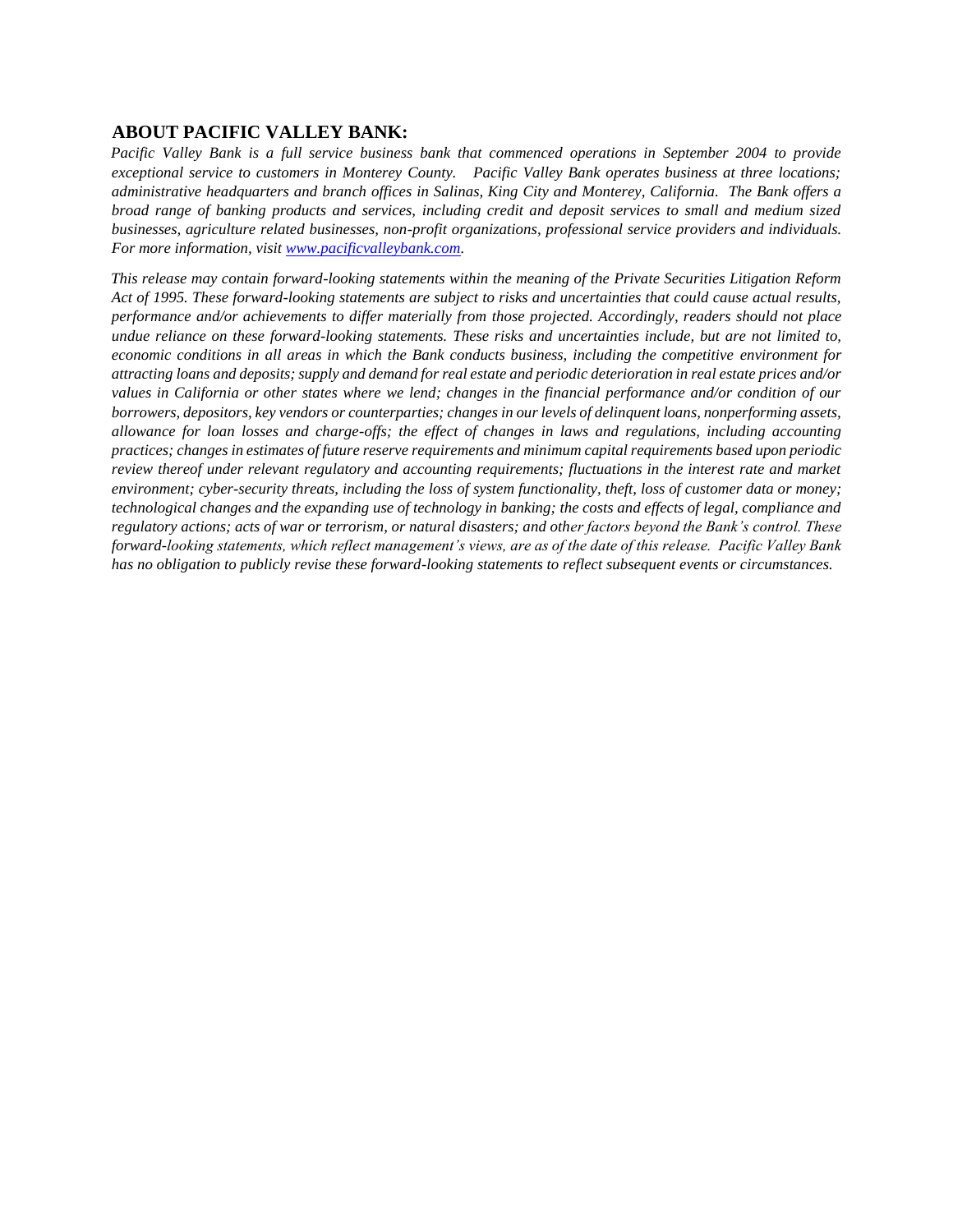## ABOUT PACIFIC VALLEY BANK:

*Pacific Valley Bank is a full service business bank that commenced operations in September 2004 to provide exceptional service to customers in Monterey County. Pacific Valley Bank operates business at three locations; administrative headquarters and branch offices in Salinas, King City and Monterey, California. The Bank offers a broad range of banking products and services, including credit and deposit services to small and medium sized businesses, agriculture related businesses, non-profit organizations, professional service providers and individuals. For more information, visit [www.pacificvalleybank.com](http://www.pacificvalleybank.com).*

*This release may contain forward-looking statements within the meaning of the Private Securities Litigation Reform Act of 1995. These forward-looking statements are subject to risks and uncertainties that could cause actual results, performance and/or achievements to differ materially from those projected. Accordingly, readers should not place undue reliance on these forward-looking statements. These risks and uncertainties include, but are not limited to, economic conditions in all areas in which the Bank conducts business, including the competitive environment for attracting loans and deposits; supply and demand for real estate and periodic deterioration in real estate prices and/or values in California or other states where we lend; changes in the financial performance and/or condition of our borrowers, depositors, key vendors or counterparties; changes in our levels of delinquent loans, nonperforming assets, allowance for loan losses and charge-offs; the effect of changes in laws and regulations, including accounting practices; changes in estimates of future reserve requirements and minimum capital requirements based upon periodic review thereof under relevant regulatory and accounting requirements; fluctuations in the interest rate and market environment; cyber-security threats, including the loss of system functionality, theft, loss of customer data or money; technological changes and the expanding use of technology in banking; the costs and effects of legal, compliance and regulatory actions; acts of war or terrorism, or natural disasters; and other factors beyond the Bank's control. These forward-looking statements, which reflect management's views, are as of the date of this release. Pacific Valley Bank has no obligation to publicly revise these forward-looking statements to reflect subsequent events or circumstances.*